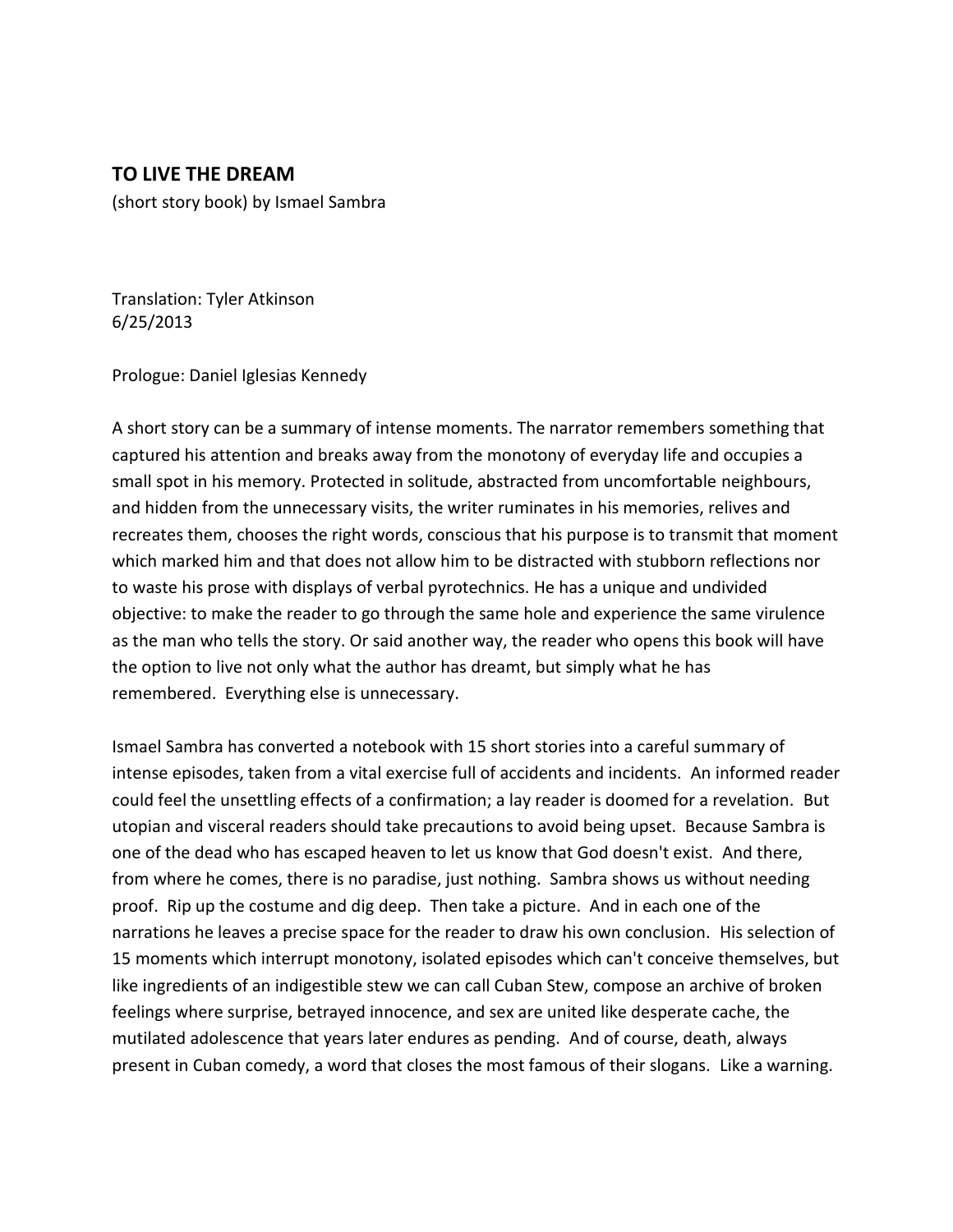## TO LIVE THE DREAM

(short story book) by Ismael Sambra

Translation: Tyler Atkinson  
6/25/2013

Prologue: Daniel Iglesias Kennedy

A short story can be a summary of intense moments. The narrator remembers something that captured his attention and breaks away from the monotony of everyday life and occupies a small spot in his memory. Protected in solitude, abstracted from uncomfortable neighbours, and hidden from the unnecessary visits, the writer ruminates in his memories, relives and recreates them, chooses the right words, conscious that his purpose is to transmit that moment which marked him and that does not allow him to be distracted with stubborn reflections nor to waste his prose with displays of verbal pyrotechnics. He has a unique and undivided objective: to make the reader to go through the same hole and experience the same virulence as the man who tells the story. Or said another way, the reader who opens this book will have the option to live not only what the author has dreamt, but simply what he has remembered. Everything else is unnecessary.

Ismael Sambra has converted a notebook with 15 short stories into a careful summary of intense episodes, taken from a vital exercise full of accidents and incidents. An informed reader could feel the unsettling effects of a confirmation; a lay reader is doomed for a revelation. But utopian and visceral readers should take precautions to avoid being upset. Because Sambra is one of the dead who has escaped heaven to let us know that God doesn't exist. And there, from where he comes, there is no paradise, just nothing. Sambra shows us without needing proof. Rip up the costume and dig deep. Then take a picture. And in each one of the narrations he leaves a precise space for the reader to draw his own conclusion. His selection of 15 moments which interrupt monotony, isolated episodes which can't conceive themselves, but like ingredients of an indigestible stew we can call Cuban Stew, compose an archive of broken feelings where surprise, betrayed innocence, and sex are united like desperate cache, the mutilated adolescence that years later endures as pending. And of course, death, always present in Cuban comedy, a word that closes the most famous of their slogans. Like a warning.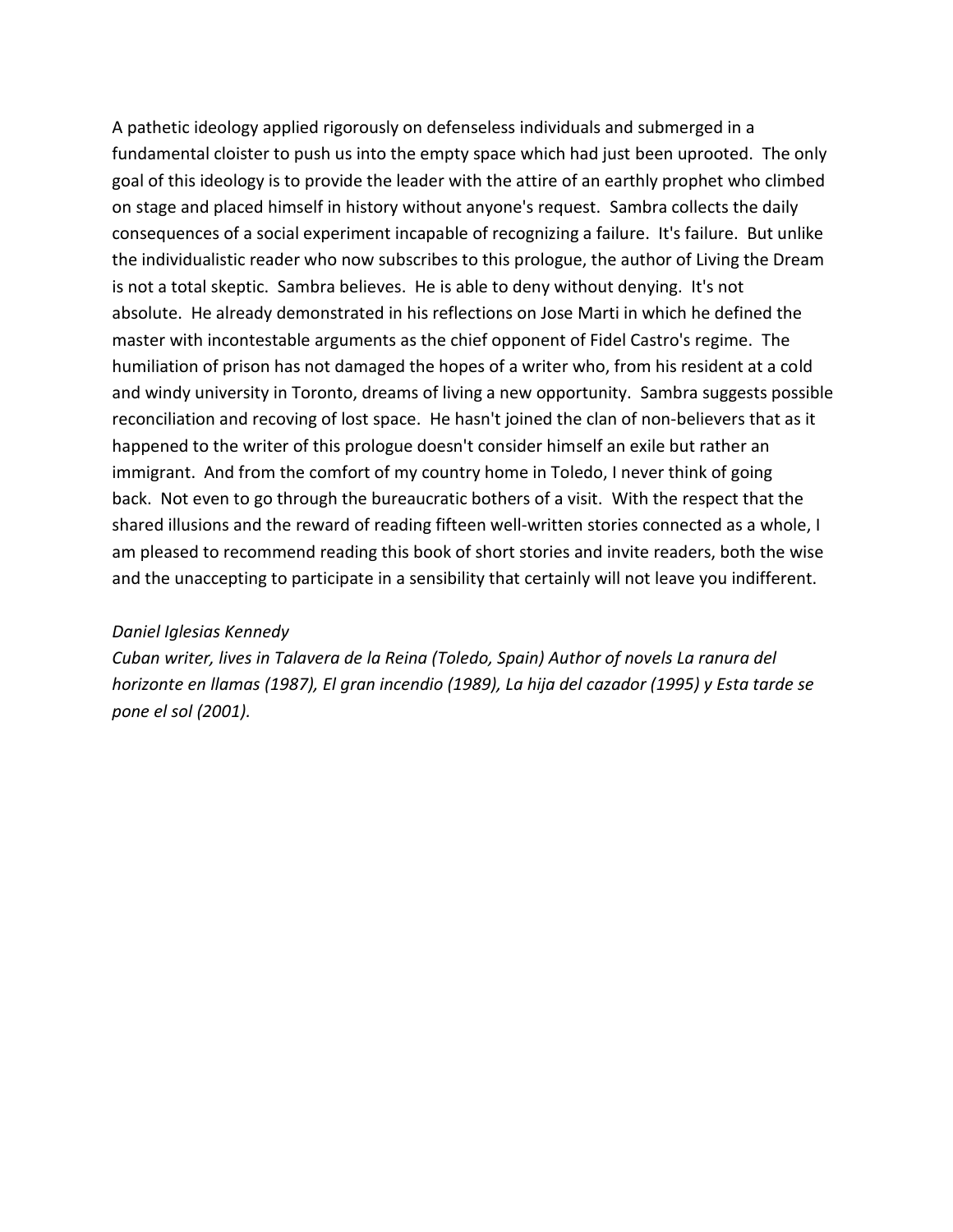A pathetic ideology applied rigorously on defenseless individuals and submerged in a fundamental cloister to push us into the empty space which had just been uprooted. The only goal of this ideology is to provide the leader with the attire of an earthly prophet who climbed on stage and placed himself in history without anyone's request. Sambra collects the daily consequences of a social experiment incapable of recognizing a failure. It's failure. But unlike the individualistic reader who now subscribes to this prologue, the author of Living the Dream is not a total skeptic. Sambra believes. He is able to deny without denying. It's not absolute. He already demonstrated in his reflections on Jose Marti in which he defined the master with incontestable arguments as the chief opponent of Fidel Castro's regime. The humiliation of prison has not damaged the hopes of a writer who, from his resident at a cold and windy university in Toronto, dreams of living a new opportunity. Sambra suggests possible reconciliation and recoving of lost space. He hasn't joined the clan of non-believers that as it happened to the writer of this prologue doesn't consider himself an exile but rather an immigrant. And from the comfort of my country home in Toledo, I never think of going back. Not even to go through the bureaucratic bothers of a visit. With the respect that the shared illusions and the reward of reading fifteen well-written stories connected as a whole, I am pleased to recommend reading this book of short stories and invite readers, both the wise and the unaccepting to participate in a sensibility that certainly will not leave you indifferent.

*Daniel Iglesias Kennedy*
*Cuban writer, lives in Talavera de la Reina (Toledo, Spain) Author of novels La ranura del horizonte en llamas (1987), El gran incendio (1989), La hija del cazador (1995) y Esta tarde se pone el sol (2001).*